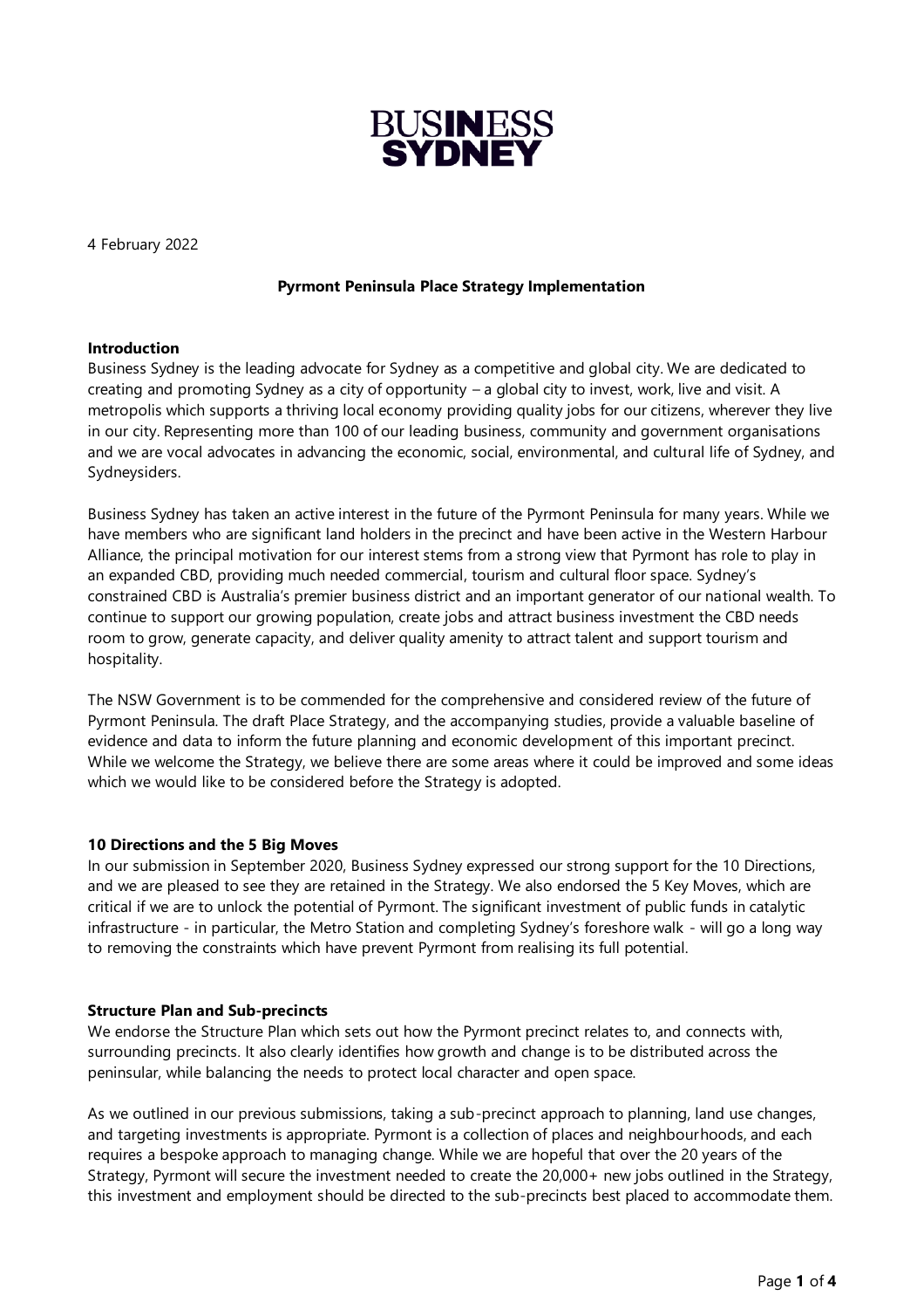BUSINESS SYDNEY

4 February 2022

**Pyrmont Peninsula Place Strategy Implementation**

**Introduction**

Business Sydney is the leading advocate for Sydney as a competitive and global city. We are dedicated to creating and promoting Sydney as a city of opportunity – a global city to invest, work, live and visit. A metropolis which supports a thriving local economy providing quality jobs for our citizens, wherever they live in our city. Representing more than 100 of our leading business, community and government organisations and we are vocal advocates in advancing the economic, social, environmental, and cultural life of Sydney, and Sydneysiders.

Business Sydney has taken an active interest in the future of the Pyrmont Peninsula for many years. While we have members who are significant land holders in the precinct and have been active in the Western Harbour Alliance, the principal motivation for our interest stems from a strong view that Pyrmont has role to play in an expanded CBD, providing much needed commercial, tourism and cultural floor space. Sydney's constrained CBD is Australia's premier business district and an important generator of our national wealth. To continue to support our growing population, create jobs and attract business investment the CBD needs room to grow, generate capacity, and deliver quality amenity to attract talent and support tourism and hospitality.

The NSW Government is to be commended for the comprehensive and considered review of the future of Pyrmont Peninsula. The draft Place Strategy, and the accompanying studies, provide a valuable baseline of evidence and data to inform the future planning and economic development of this important precinct. While we welcome the Strategy, we believe there are some areas where it could be improved and some ideas which we would like to be considered before the Strategy is adopted.

**10 Directions and the 5 Big Moves**

In our submission in September 2020, Business Sydney expressed our strong support for the 10 Directions, and we are pleased to see they are retained in the Strategy. We also endorsed the 5 Key Moves, which are critical if we are to unlock the potential of Pyrmont. The significant investment of public funds in catalytic infrastructure - in particular, the Metro Station and completing Sydney's foreshore walk - will go a long way to removing the constraints which have prevent Pyrmont from realising its full potential.

**Structure Plan and Sub-precincts**

We endorse the Structure Plan which sets out how the Pyrmont precinct relates to, and connects with, surrounding precincts. It also clearly identifies how growth and change is to be distributed across the peninsular, while balancing the needs to protect local character and open space.

As we outlined in our previous submissions, taking a sub-precinct approach to planning, land use changes, and targeting investments is appropriate. Pyrmont is a collection of places and neighbourhoods, and each requires a bespoke approach to managing change. While we are hopeful that over the 20 years of the Strategy, Pyrmont will secure the investment needed to create the 20,000+ new jobs outlined in the Strategy, this investment and employment should be directed to the sub-precincts best placed to accommodate them.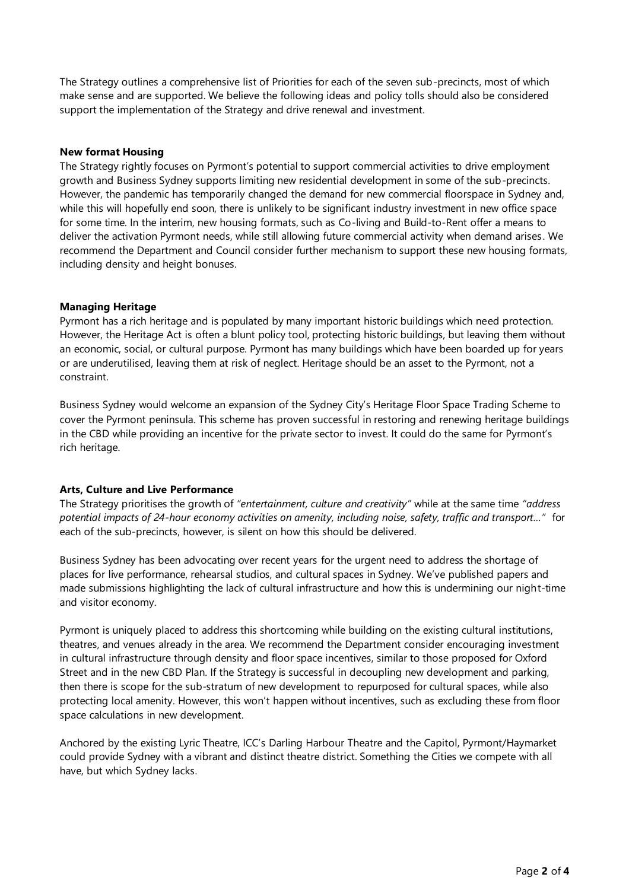The Strategy outlines a comprehensive list of Priorities for each of the seven sub-precincts, most of which make sense and are supported. We believe the following ideas and policy tolls should also be considered support the implementation of the Strategy and drive renewal and investment.

**New format Housing**

The Strategy rightly focuses on Pyrmont's potential to support commercial activities to drive employment growth and Business Sydney supports limiting new residential development in some of the sub-precincts. However, the pandemic has temporarily changed the demand for new commercial floorspace in Sydney and, while this will hopefully end soon, there is unlikely to be significant industry investment in new office space for some time. In the interim, new housing formats, such as Co-living and Build-to-Rent offer a means to deliver the activation Pyrmont needs, while still allowing future commercial activity when demand arises. We recommend the Department and Council consider further mechanism to support these new housing formats, including density and height bonuses.

**Managing Heritage**

Pyrmont has a rich heritage and is populated by many important historic buildings which need protection. However, the Heritage Act is often a blunt policy tool, protecting historic buildings, but leaving them without an economic, social, or cultural purpose. Pyrmont has many buildings which have been boarded up for years or are underutilised, leaving them at risk of neglect. Heritage should be an asset to the Pyrmont, not a constraint.

Business Sydney would welcome an expansion of the Sydney City's Heritage Floor Space Trading Scheme to cover the Pyrmont peninsula. This scheme has proven successful in restoring and renewing heritage buildings in the CBD while providing an incentive for the private sector to invest. It could do the same for Pyrmont's rich heritage.

**Arts, Culture and Live Performance**

The Strategy prioritises the growth of *"entertainment, culture and creativity"* while at the same time *"address potential impacts of 24-hour economy activities on amenity, including noise, safety, traffic and transport…"* for each of the sub-precincts, however, is silent on how this should be delivered.

Business Sydney has been advocating over recent years for the urgent need to address the shortage of places for live performance, rehearsal studios, and cultural spaces in Sydney. We've published papers and made submissions highlighting the lack of cultural infrastructure and how this is undermining our night-time and visitor economy.

Pyrmont is uniquely placed to address this shortcoming while building on the existing cultural institutions, theatres, and venues already in the area. We recommend the Department consider encouraging investment in cultural infrastructure through density and floor space incentives, similar to those proposed for Oxford Street and in the new CBD Plan. If the Strategy is successful in decoupling new development and parking, then there is scope for the sub-stratum of new development to repurposed for cultural spaces, while also protecting local amenity. However, this won't happen without incentives, such as excluding these from floor space calculations in new development.

Anchored by the existing Lyric Theatre, ICC's Darling Harbour Theatre and the Capitol, Pyrmont/Haymarket could provide Sydney with a vibrant and distinct theatre district. Something the Cities we compete with all have, but which Sydney lacks.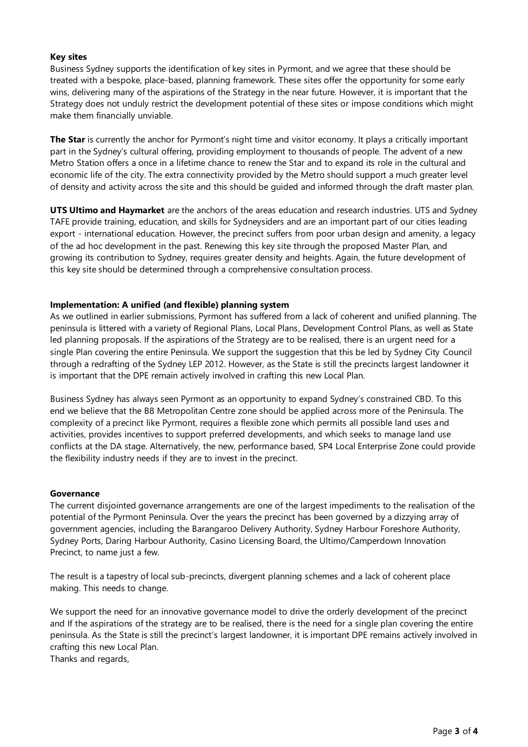**Key sites**

Business Sydney supports the identification of key sites in Pyrmont, and we agree that these should be treated with a bespoke, place-based, planning framework. These sites offer the opportunity for some early wins, delivering many of the aspirations of the Strategy in the near future. However, it is important that the Strategy does not unduly restrict the development potential of these sites or impose conditions which might make them financially unviable.

**The Star** is currently the anchor for Pyrmont's night time and visitor economy. It plays a critically important part in the Sydney's cultural offering, providing employment to thousands of people. The advent of a new Metro Station offers a once in a lifetime chance to renew the Star and to expand its role in the cultural and economic life of the city. The extra connectivity provided by the Metro should support a much greater level of density and activity across the site and this should be guided and informed through the draft master plan.

**UTS Ultimo and Haymarket** are the anchors of the areas education and research industries. UTS and Sydney TAFE provide training, education, and skills for Sydneysiders and are an important part of our cities leading export - international education. However, the precinct suffers from poor urban design and amenity, a legacy of the ad hoc development in the past. Renewing this key site through the proposed Master Plan, and growing its contribution to Sydney, requires greater density and heights. Again, the future development of this key site should be determined through a comprehensive consultation process.

**Implementation: A unified (and flexible) planning system**

As we outlined in earlier submissions, Pyrmont has suffered from a lack of coherent and unified planning. The peninsula is littered with a variety of Regional Plans, Local Plans, Development Control Plans, as well as State led planning proposals. If the aspirations of the Strategy are to be realised, there is an urgent need for a single Plan covering the entire Peninsula. We support the suggestion that this be led by Sydney City Council through a redrafting of the Sydney LEP 2012. However, as the State is still the precincts largest landowner it is important that the DPE remain actively involved in crafting this new Local Plan.

Business Sydney has always seen Pyrmont as an opportunity to expand Sydney's constrained CBD. To this end we believe that the B8 Metropolitan Centre zone should be applied across more of the Peninsula. The complexity of a precinct like Pyrmont, requires a flexible zone which permits all possible land uses and activities, provides incentives to support preferred developments, and which seeks to manage land use conflicts at the DA stage. Alternatively, the new, performance based, SP4 Local Enterprise Zone could provide the flexibility industry needs if they are to invest in the precinct.

**Governance**

The current disjointed governance arrangements are one of the largest impediments to the realisation of the potential of the Pyrmont Peninsula. Over the years the precinct has been governed by a dizzying array of government agencies, including the Barangaroo Delivery Authority, Sydney Harbour Foreshore Authority, Sydney Ports, Daring Harbour Authority, Casino Licensing Board, the Ultimo/Camperdown Innovation Precinct, to name just a few.

The result is a tapestry of local sub-precincts, divergent planning schemes and a lack of coherent place making. This needs to change.

We support the need for an innovative governance model to drive the orderly development of the precinct and If the aspirations of the strategy are to be realised, there is the need for a single plan covering the entire peninsula. As the State is still the precinct's largest landowner, it is important DPE remains actively involved in crafting this new Local Plan.

Thanks and regards,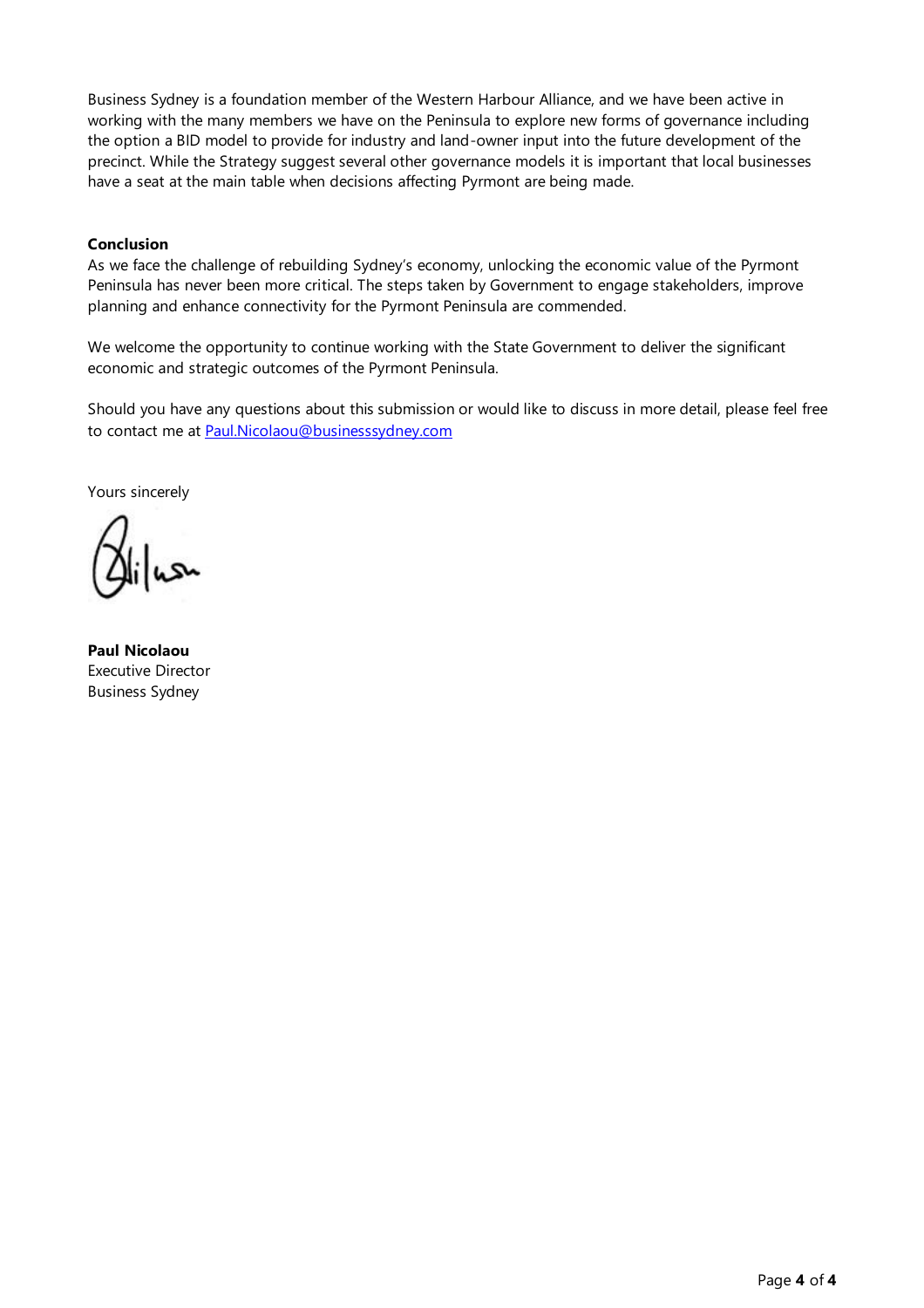Business Sydney is a foundation member of the Western Harbour Alliance, and we have been active in working with the many members we have on the Peninsula to explore new forms of governance including the option a BID model to provide for industry and land-owner input into the future development of the precinct. While the Strategy suggest several other governance models it is important that local businesses have a seat at the main table when decisions affecting Pyrmont are being made.

**Conclusion**

As we face the challenge of rebuilding Sydney's economy, unlocking the economic value of the Pyrmont Peninsula has never been more critical. The steps taken by Government to engage stakeholders, improve planning and enhance connectivity for the Pyrmont Peninsula are commended.

We welcome the opportunity to continue working with the State Government to deliver the significant economic and strategic outcomes of the Pyrmont Peninsula.

Should you have any questions about this submission or would like to discuss in more detail, please feel free to contact me at Paul.Nicolaou@businesssydney.com

Yours sincerely

**Paul Nicolaou**
Executive Director
Business Sydney